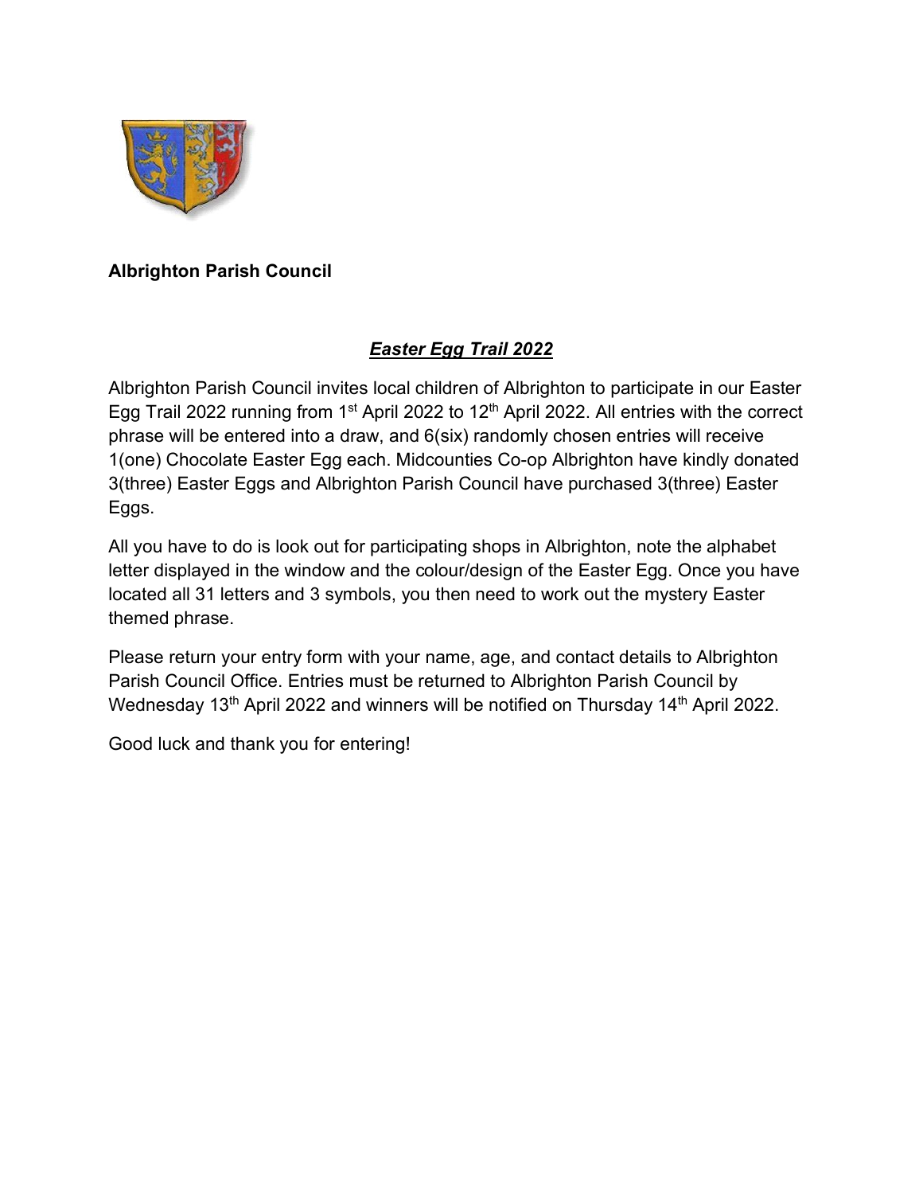**Albrighton Parish Council**

## ***Easter Egg Trail 2022***

Albrighton Parish Council invites local children of Albrighton to participate in our Easter Egg Trail 2022 running from 1st April 2022 to 12th April 2022. All entries with the correct phrase will be entered into a draw, and 6(six) randomly chosen entries will receive 1(one) Chocolate Easter Egg each. Midcounties Co-op Albrighton have kindly donated 3(three) Easter Eggs and Albrighton Parish Council have purchased 3(three) Easter Eggs.

All you have to do is look out for participating shops in Albrighton, note the alphabet letter displayed in the window and the colour/design of the Easter Egg. Once you have located all 31 letters and 3 symbols, you then need to work out the mystery Easter themed phrase.

Please return your entry form with your name, age, and contact details to Albrighton Parish Council Office. Entries must be returned to Albrighton Parish Council by Wednesday 13th April 2022 and winners will be notified on Thursday 14th April 2022.

Good luck and thank you for entering!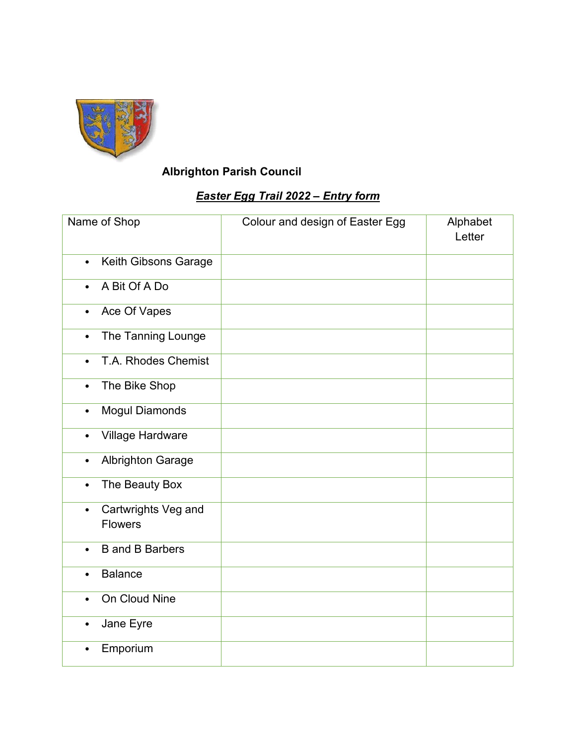**Albrighton Parish Council**

***Easter Egg Trail 2022 – Entry form***

| Name of Shop | Colour and design of Easter Egg | Alphabet Letter |
|---|---|---|
| • Keith Gibsons Garage | | |
| • A Bit Of A Do | | |
| • Ace Of Vapes | | |
| • The Tanning Lounge | | |
| • T.A. Rhodes Chemist | | |
| • The Bike Shop | | |
| • Mogul Diamonds | | |
| • Village Hardware | | |
| • Albrighton Garage | | |
| • The Beauty Box | | |
| • Cartwrights Veg and Flowers | | |
| • B and B Barbers | | |
| • Balance | | |
| • On Cloud Nine | | |
| • Jane Eyre | | |
| • Emporium | | |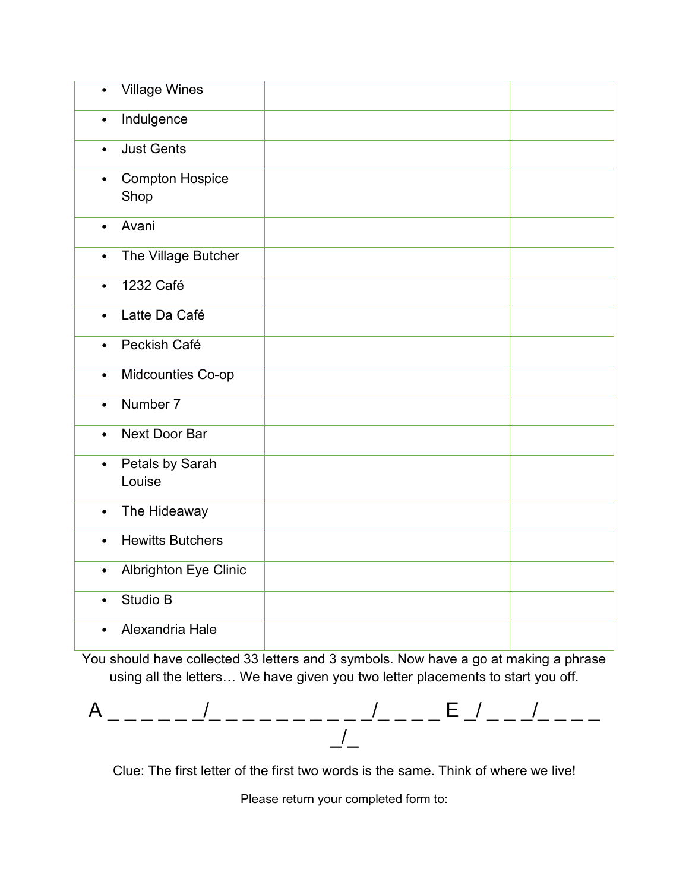| | | |
|---|---|---|
| • Village Wines | | |
| • Indulgence | | |
| • Just Gents | | |
| • Compton Hospice Shop | | |
| • Avani | | |
| • The Village Butcher | | |
| • 1232 Café | | |
| • Latte Da Café | | |
| • Peckish Café | | |
| • Midcounties Co-op | | |
| • Number 7 | | |
| • Next Door Bar | | |
| • Petals by Sarah Louise | | |
| • The Hideaway | | |
| • Hewitts Butchers | | |
| • Albrighton Eye Clinic | | |
| • Studio B | | |
| • Alexandria Hale | | |

You should have collected 33 letters and 3 symbols. Now have a go at making a phrase using all the letters… We have given you two letter placements to start you off.

A _ _ _ _ _ _/_ _ _ _ _ _ _ _ _ _ _/_ _ _ _ E _/ _ _ _/_ _ _ _
_/_

Clue: The first letter of the first two words is the same. Think of where we live!

Please return your completed form to: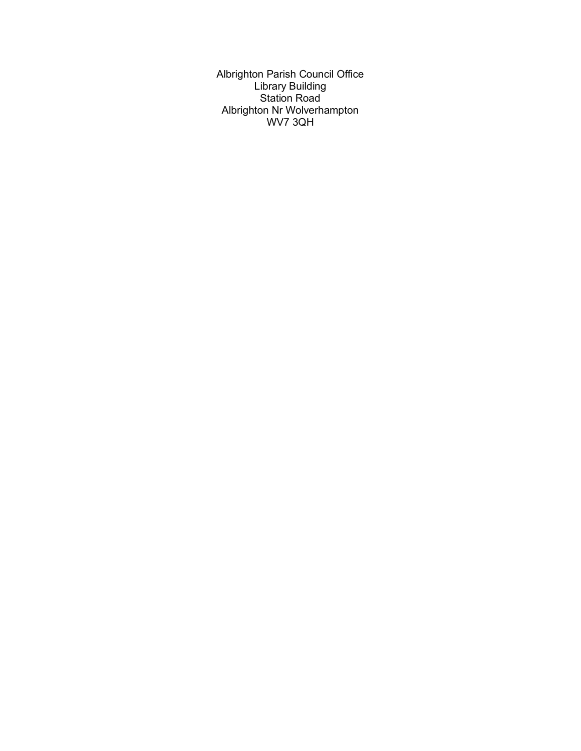Albrighton Parish Council Office
Library Building
Station Road
Albrighton Nr Wolverhampton
WV7 3QH